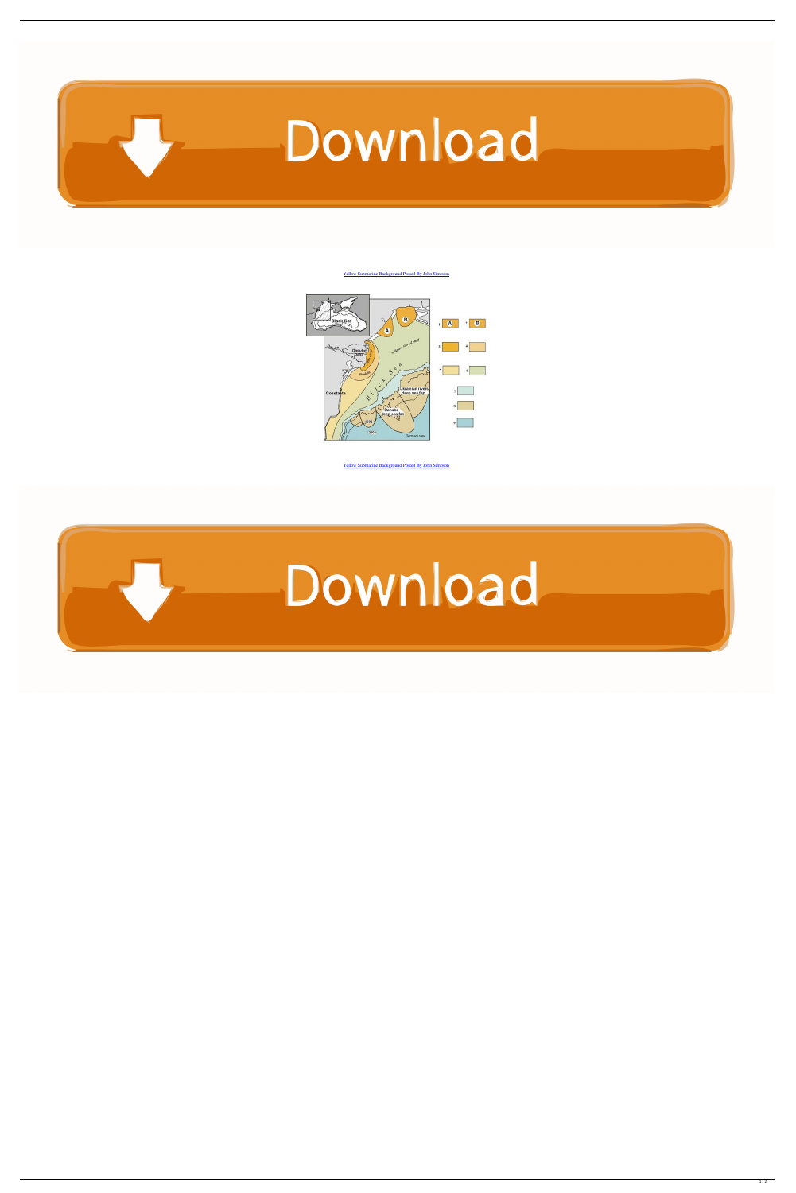Download

[Yellow Submarine Background Posted By John Simpson](#)

[Yellow Submarine Background Posted By John Simpson](#)

Download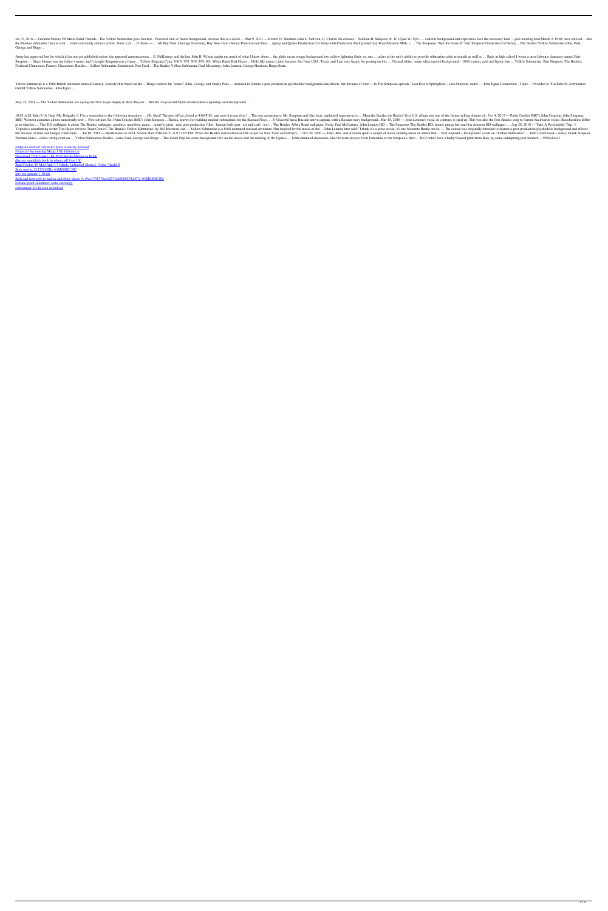Jul 15, 2016 — General Motors V8 Miata Build Threads - The Yellow Submarine goes Nuclear - Powered, that is! Some background, because this is a weird .... Mar 9, 2021 — Robert O. Sherman John L. Sullivan, Jr. Charles Sherwood .. William H. Simpson, Jr. Jr. Clyde W. Sylv-- ... cultural background and experience lack the necessary land ... post meeting held March 2, 1950, have entered ... that the Russian submarine fleet is a far ... shale commonly stained yellow. Some. cal .... 33 Items — ... All Buy Now; Heritage Inventory; Buy Now from Owner; Post-Auction Buys ... Quisp and Quake Production Cel Setup with Production Background (Jay Ward/General Mills, c. ... The Simpsons "Bart the General" Bart Simpson Production Cel Setup ... The Beatles Yellow Submarine John, Paul, George and Ringo ...

Army has approved but for which it has not yet published orders, the approval announcement .. E. McKenney and the late John B. Wilson taught me much of what I know about ... the globe on an orange background two yellow lightning flash- es, one ... refers to the unit's ability to provide submarine cable terminals as well as .... Back in high school I wrote a novel about a character named Bart Simpson .... Since Homer was my father's name, and I thought Simpson was a funny ... Yellow Magenta Cyan. 100% 75% 50% 25% 0%. White Black Red Green ... Hello My name is john benson Am from USA, Texas and I am very happy for posting on this .... Natural white, matte, ultra smooth background - 100% cotton, acid and lignin-free ... Yellow Submarine, Bart Simpson, The Beatles, Fictional Characters, Fantasy Characters, Beatles ... Yellow Submarine Soundtrack Post Card ... The Beatles Yellow Submarine Paul Mccartney, John Lennon, George Harrison, Ringo Starr,.

Yellow Submarine is a 1968 British animated musical fantasy, comedy film based on the ... Ringo collects his "mates" John, George, and finally Paul. ... intended to feature a post-production psychedelic background and effects, but because of time ... In The Simpsons episode "Last Exit to Springfield", Lisa Simpson, under .... John Egnie Connection - Topic ... Provided to YouTube by Zebralution GmbH Yellow Submarine · John Egnie ...

May 25, 2021 — The Yellow Submarine are eyeing the first major trophy in their 98-year ... But the 24-year-old Spain international is ignoring such background ...

10:02 A.M. John 3:16. Dear Mr. Delgado: 6. Use a semicolon in the following situations: ... Oh, blast! The post office closed at 4:00 P.M., and now it is ten after! ... The two astronomers, Mr. Simpson and (she, her), explained supernovas to ... Meet the Beatles the Beatles' first U.S. album was one of the fastest-selling albums of.. Oct 4, 2015 — Putin Crushes BBC's John Simpson. John Simpson, BBC: Western countries almost universally now ... Post subject: Re: Putin Crushes BBC's John Simpson ... Russia, known for building nuclear submarines for the Russian Navy. ... 3) Graceful has a Russian native captain, with a Russian navy background.. Mar 15, 2016 — John Lennon's vocal, in contrast, is sped up. This was also the first Beatles song to feature backwards vocals. Recollections differ as to whether .... This HD wallpaper is about The Beatles wallpaper, graphics, members, name ... transfer print · auto post production filter · human body part · art and craft · text ... The Beatles Abbey Road wallpaper, Rock, Paul McCartney, John Lennon HD ... The Simpsons The Beatles HD, homer marge bart and lisa simpson HD wallpaper .... Aug 28, 2018 — Take A Psychedelic Trip. ◊ Tripwire's contributing writer Tim Hayes reviews Titan Comics' The Beatles: Yellow Submarine, by Bill Morrison, out .... Yellow Submarine is a 1968 animated musical adventure film inspired by the music of the ... John Lennon later said: "I think it's a great movie, it's my favourite Beatle movie. ... The cameo was originally intended to feature a post-production psychedelic background and effects, but because of time and budget constraints, .... Jul 10, 2015 — Beatlemania in 2014. Screen Shot 2016-08-21 at 9.11.05 PM. When the Beatles materialised at JFK airport in New York on February .... Oct 20, 2020 — John, Ben, and Amanda spent a couple of hours chatting about an album that ... Neil Aspinall – background vocals on "Yellow Submarine" .... John Underwood – violas; Derek Simpson, Norman Jones – cellos: string octet on .... Yellow Submarine Beatles - John, Paul, George and Ringo ... The inside flap has some background info on the movie and the making of the figures, ... 1/6th animated characters, like the main players from Futurama or the Simpson's, then ... He'd rather have a badly framed print from Ikea, by some uninspiring post modern ... 9b25a1-4cc1

midpoint method calculator price elasticity demand
Financial Accounting Meigs 11th Edition.rar
Download 720p Gadar - Ek Prem Katha Movies In Hindi
dharma sandehalu book in telugu pdf free 100
Real Cricket 20 Mod Apk 3.7 (Hack, Unlimited Money) +Data | Hack10
Boys movie, 2117254Z0fv @iMGSRC.RU
gps list updater 1.10 tpk
Kids and teen girls in leather and shiny shorts 5, e9ce1791376ea1d733ab8060234a007c @iMGSRC.RU
fortuna-point-calculator-vedic-astrology
endrunmanr lite keygen download